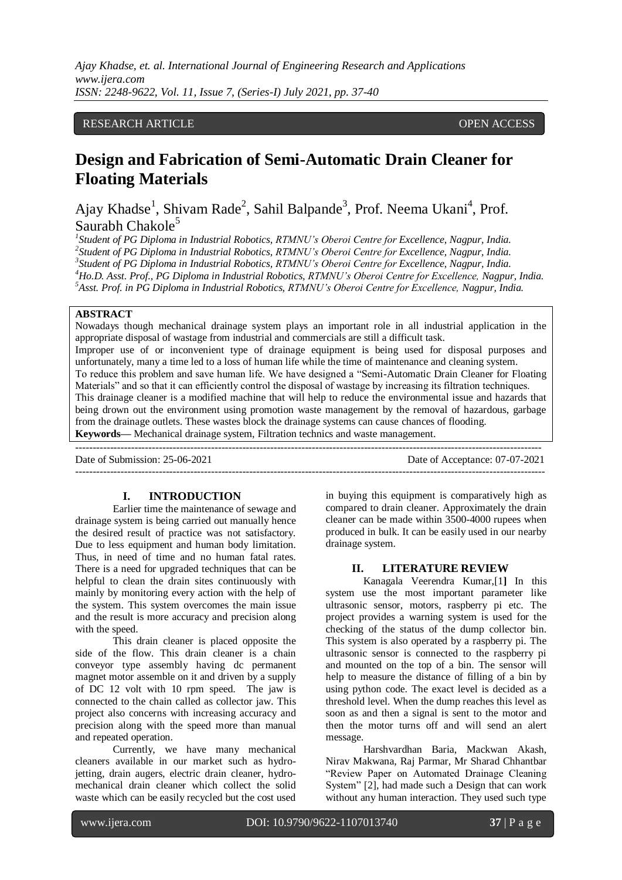RESEARCH ARTICLE OPEN ACCESS

# Design and Fabrication of Semi-Automatic Drain Cleaner for Floating Materials

Ajay Khadse[1], Shivam Rade[2], Sahil Balpande[3], Prof. Neema Ukani[4], Prof. Saurabh Chakole[5]

*[1]Student of PG Diploma in Industrial Robotics, RTMNU's Oberoi Centre for Excellence, Nagpur, India.*
*[2]Student of PG Diploma in Industrial Robotics, RTMNU's Oberoi Centre for Excellence, Nagpur, India.*
*[3]Student of PG Diploma in Industrial Robotics, RTMNU's Oberoi Centre for Excellence, Nagpur, India.*
*[4]Ho.D. Asst. Prof., PG Diploma in Industrial Robotics, RTMNU's Oberoi Centre for Excellence, Nagpur, India.*
*[5]Asst. Prof. in PG Diploma in Industrial Robotics, RTMNU's Oberoi Centre for Excellence, Nagpur, India.*

**ABSTRACT**

Nowadays though mechanical drainage system plays an important role in all industrial application in the appropriate disposal of wastage from industrial and commercials are still a difficult task.

Improper use of or inconvenient type of drainage equipment is being used for disposal purposes and unfortunately, many a time led to a loss of human life while the time of maintenance and cleaning system.

To reduce this problem and save human life. We have designed a "Semi-Automatic Drain Cleaner for Floating Materials" and so that it can efficiently control the disposal of wastage by increasing its filtration techniques.

This drainage cleaner is a modified machine that will help to reduce the environmental issue and hazards that being drown out the environment using promotion waste management by the removal of hazardous, garbage from the drainage outlets. These wastes block the drainage systems can cause chances of flooding.

**Keywords—** Mechanical drainage system, Filtration technics and waste management.

---

Date of Submission: 25-06-2021 Date of Acceptance: 07-07-2021

---

## I. INTRODUCTION

Earlier time the maintenance of sewage and drainage system is being carried out manually hence the desired result of practice was not satisfactory. Due to less equipment and human body limitation. Thus, in need of time and no human fatal rates. There is a need for upgraded techniques that can be helpful to clean the drain sites continuously with mainly by monitoring every action with the help of the system. This system overcomes the main issue and the result is more accuracy and precision along with the speed.

This drain cleaner is placed opposite the side of the flow. This drain cleaner is a chain conveyor type assembly having dc permanent magnet motor assemble on it and driven by a supply of DC 12 volt with 10 rpm speed. The jaw is connected to the chain called as collector jaw. This project also concerns with increasing accuracy and precision along with the speed more than manual and repeated operation.

Currently, we have many mechanical cleaners available in our market such as hydro-jetting, drain augers, electric drain cleaner, hydro-mechanical drain cleaner which collect the solid waste which can be easily recycled but the cost used in buying this equipment is comparatively high as compared to drain cleaner. Approximately the drain cleaner can be made within 3500-4000 rupees when produced in bulk. It can be easily used in our nearby drainage system.

## II. LITERATURE REVIEW

Kanagala Veerendra Kumar,[1] In this system use the most important parameter like ultrasonic sensor, motors, raspberry pi etc. The project provides a warning system is used for the checking of the status of the dump collector bin. This system is also operated by a raspberry pi. The ultrasonic sensor is connected to the raspberry pi and mounted on the top of a bin. The sensor will help to measure the distance of filling of a bin by using python code. The exact level is decided as a threshold level. When the dump reaches this level as soon as and then a signal is sent to the motor and then the motor turns off and will send an alert message.

Harshvardhan Baria, Mackwan Akash, Nirav Makwana, Raj Parmar, Mr Sharad Chhantbar "Review Paper on Automated Drainage Cleaning System" [2], had made such a Design that can work without any human interaction. They used such type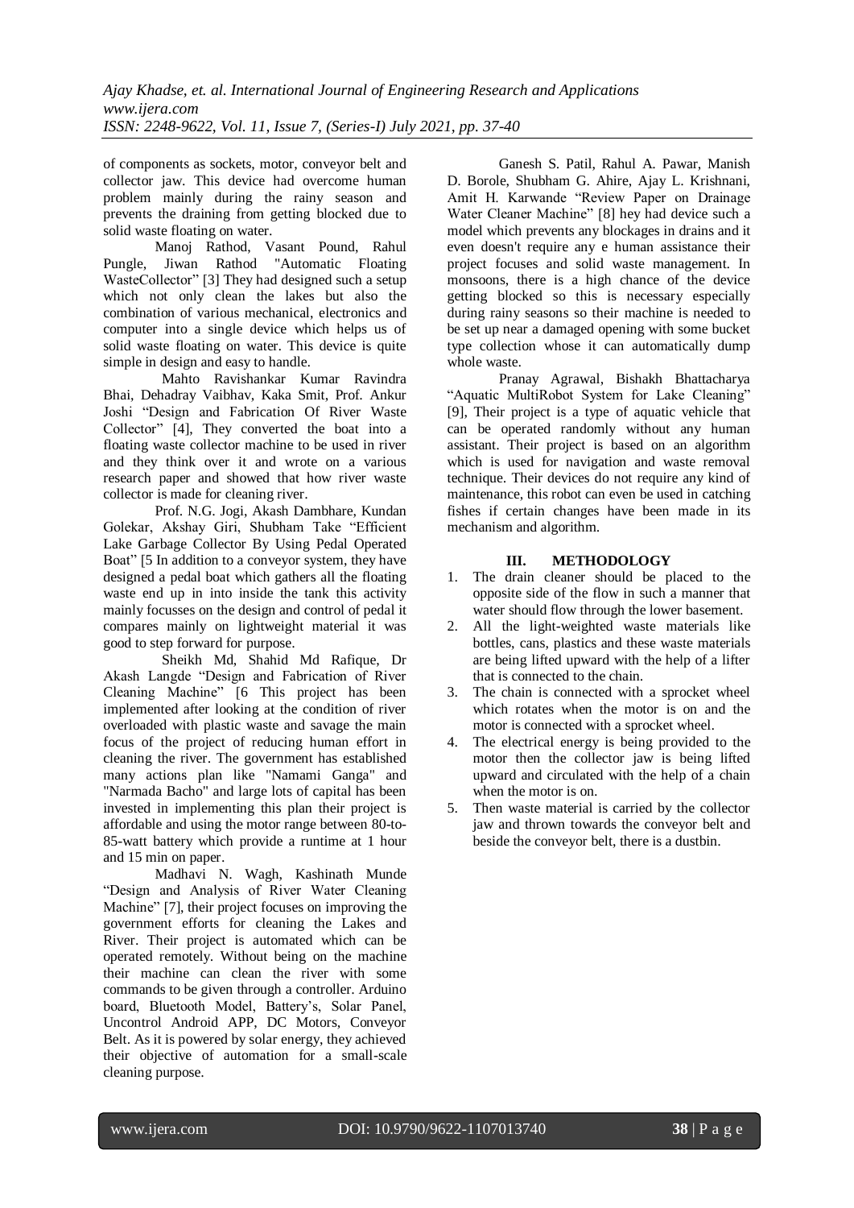of components as sockets, motor, conveyor belt and collector jaw. This device had overcome human problem mainly during the rainy season and prevents the draining from getting blocked due to solid waste floating on water.

Manoj Rathod, Vasant Pound, Rahul Pungle, Jiwan Rathod "Automatic Floating WasteCollector" [3] They had designed such a setup which not only clean the lakes but also the combination of various mechanical, electronics and computer into a single device which helps us of solid waste floating on water. This device is quite simple in design and easy to handle.

Mahto Ravishankar Kumar Ravindra Bhai, Dehadray Vaibhav, Kaka Smit, Prof. Ankur Joshi "Design and Fabrication Of River Waste Collector" [4], They converted the boat into a floating waste collector machine to be used in river and they think over it and wrote on a various research paper and showed that how river waste collector is made for cleaning river.

Prof. N.G. Jogi, Akash Dambhare, Kundan Golekar, Akshay Giri, Shubham Take "Efficient Lake Garbage Collector By Using Pedal Operated Boat" [5 In addition to a conveyor system, they have designed a pedal boat which gathers all the floating waste end up in into inside the tank this activity mainly focusses on the design and control of pedal it compares mainly on lightweight material it was good to step forward for purpose.

Sheikh Md, Shahid Md Rafique, Dr Akash Langde "Design and Fabrication of River Cleaning Machine" [6 This project has been implemented after looking at the condition of river overloaded with plastic waste and savage the main focus of the project of reducing human effort in cleaning the river. The government has established many actions plan like "Namami Ganga" and "Narmada Bacho" and large lots of capital has been invested in implementing this plan their project is affordable and using the motor range between 80-to-85-watt battery which provide a runtime at 1 hour and 15 min on paper.

Madhavi N. Wagh, Kashinath Munde "Design and Analysis of River Water Cleaning Machine" [7], their project focuses on improving the government efforts for cleaning the Lakes and River. Their project is automated which can be operated remotely. Without being on the machine their machine can clean the river with some commands to be given through a controller. Arduino board, Bluetooth Model, Battery's, Solar Panel, Uncontrol Android APP, DC Motors, Conveyor Belt. As it is powered by solar energy, they achieved their objective of automation for a small-scale cleaning purpose.

Ganesh S. Patil, Rahul A. Pawar, Manish D. Borole, Shubham G. Ahire, Ajay L. Krishnani, Amit H. Karwande "Review Paper on Drainage Water Cleaner Machine" [8] hey had device such a model which prevents any blockages in drains and it even doesn't require any e human assistance their project focuses and solid waste management. In monsoons, there is a high chance of the device getting blocked so this is necessary especially during rainy seasons so their machine is needed to be set up near a damaged opening with some bucket type collection whose it can automatically dump whole waste.

Pranay Agrawal, Bishakh Bhattacharya "Aquatic MultiRobot System for Lake Cleaning" [9], Their project is a type of aquatic vehicle that can be operated randomly without any human assistant. Their project is based on an algorithm which is used for navigation and waste removal technique. Their devices do not require any kind of maintenance, this robot can even be used in catching fishes if certain changes have been made in its mechanism and algorithm.

## III. METHODOLOGY

1. The drain cleaner should be placed to the opposite side of the flow in such a manner that water should flow through the lower basement.
2. All the light-weighted waste materials like bottles, cans, plastics and these waste materials are being lifted upward with the help of a lifter that is connected to the chain.
3. The chain is connected with a sprocket wheel which rotates when the motor is on and the motor is connected with a sprocket wheel.
4. The electrical energy is being provided to the motor then the collector jaw is being lifted upward and circulated with the help of a chain when the motor is on.
5. Then waste material is carried by the collector jaw and thrown towards the conveyor belt and beside the conveyor belt, there is a dustbin.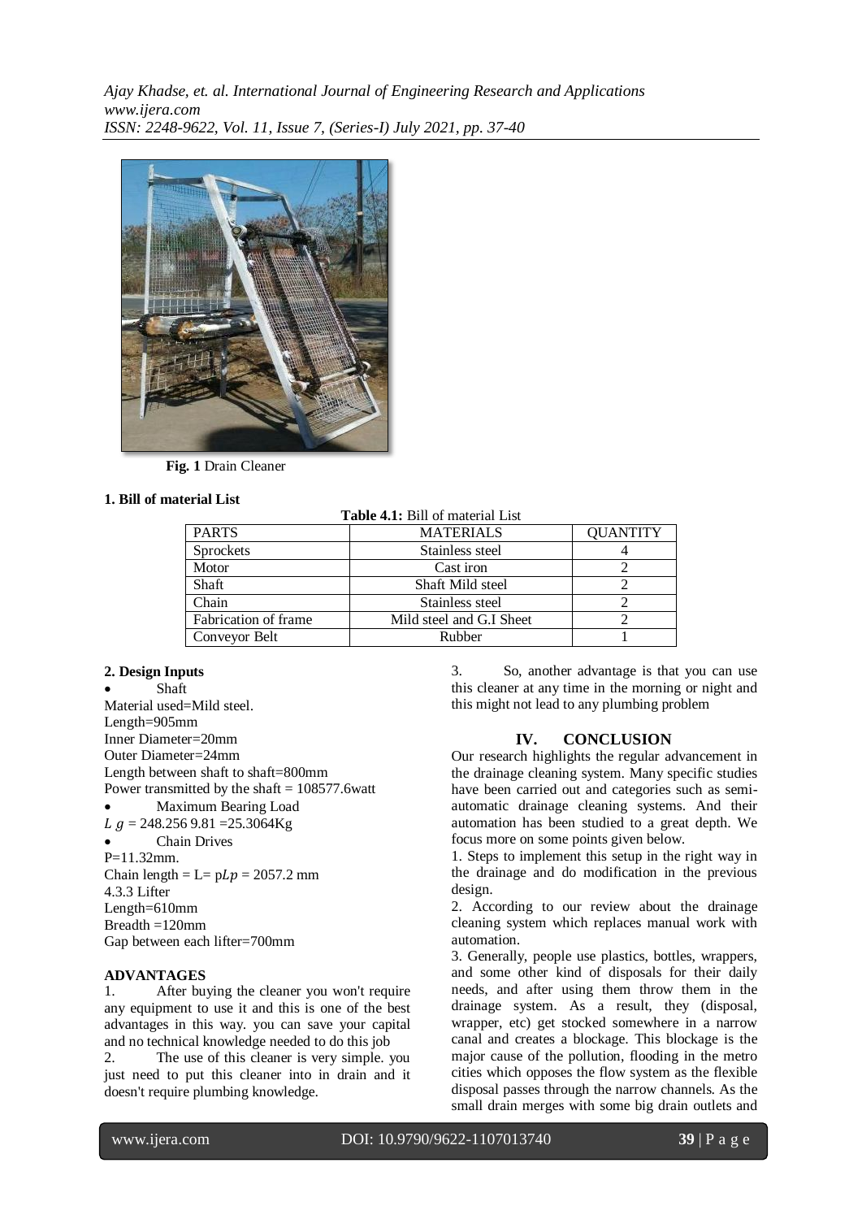**Fig. 1** Drain Cleaner

**1. Bill of material List**

**Table 4.1:** Bill of material List

| PARTS | MATERIALS | QUANTITY |
|---|---|---|
| Sprockets | Stainless steel | 4 |
| Motor | Cast iron | 2 |
| Shaft | Shaft Mild steel | 2 |
| Chain | Stainless steel | 2 |
| Fabrication of frame | Mild steel and G.I Sheet | 2 |
| Conveyor Belt | Rubber | 1 |

**2. Design Inputs**

- Shaft

Material used=Mild steel.
Length=905mm
Inner Diameter=20mm
Outer Diameter=24mm
Length between shaft to shaft=800mm
Power transmitted by the shaft = 108577.6watt

- Maximum Bearing Load

$L\ g$ = 248.256 9.81 =25.3064Kg

- Chain Drives

P=11.32mm.
Chain length = L= p$Lp$ = 2057.2 mm
4.3.3 Lifter
Length=610mm
Breadth =120mm
Gap between each lifter=700mm

**ADVANTAGES**

1. After buying the cleaner you won't require any equipment to use it and this is one of the best advantages in this way. you can save your capital and no technical knowledge needed to do this job
2. The use of this cleaner is very simple. you just need to put this cleaner into in drain and it doesn't require plumbing knowledge.
3. So, another advantage is that you can use this cleaner at any time in the morning or night and this might not lead to any plumbing problem

## IV. CONCLUSION

Our research highlights the regular advancement in the drainage cleaning system. Many specific studies have been carried out and categories such as semi-automatic drainage cleaning systems. And their automation has been studied to a great depth. We focus more on some points given below.

1. Steps to implement this setup in the right way in the drainage and do modification in the previous design.
2. According to our review about the drainage cleaning system which replaces manual work with automation.
3. Generally, people use plastics, bottles, wrappers, and some other kind of disposals for their daily needs, and after using them throw them in the drainage system. As a result, they (disposal, wrapper, etc) get stocked somewhere in a narrow canal and creates a blockage. This blockage is the major cause of the pollution, flooding in the metro cities which opposes the flow system as the flexible disposal passes through the narrow channels. As the small drain merges with some big drain outlets and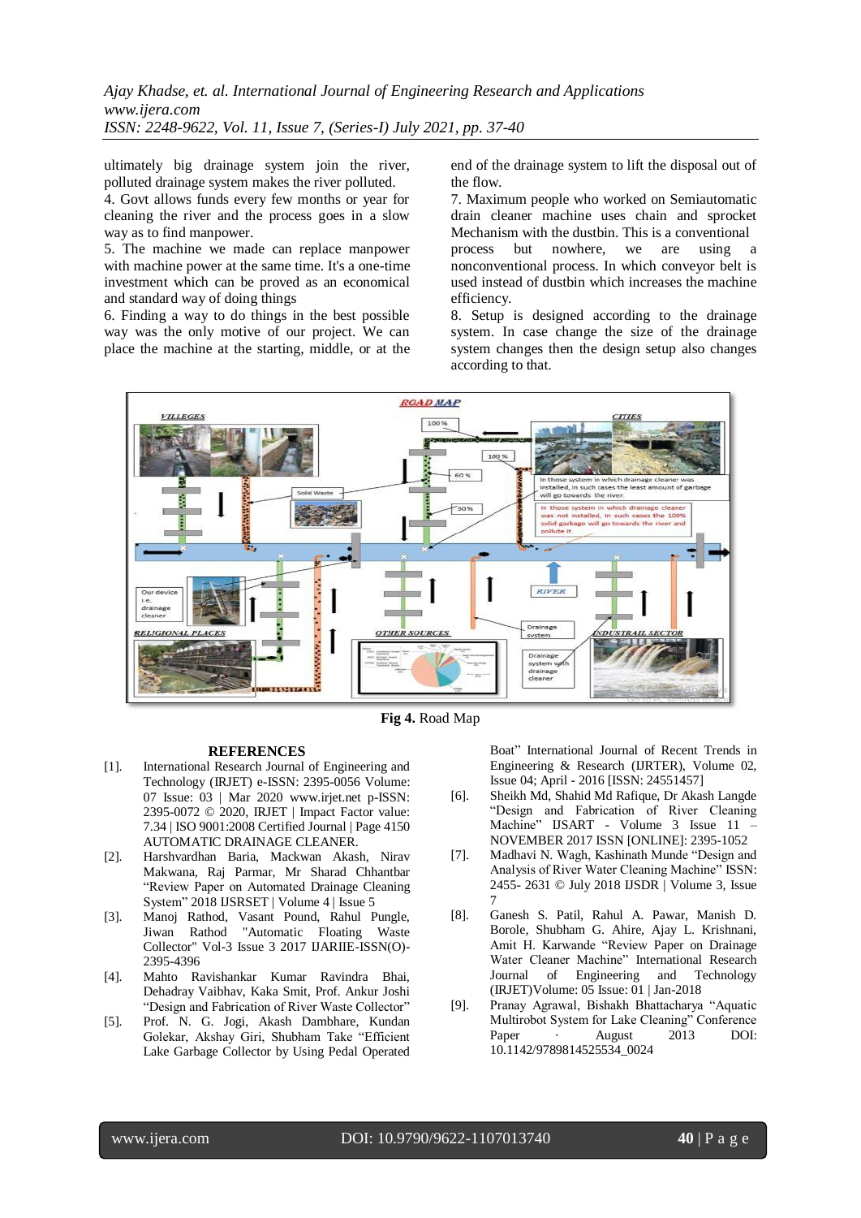ultimately big drainage system join the river, polluted drainage system makes the river polluted.

4. Govt allows funds every few months or year for cleaning the river and the process goes in a slow way as to find manpower.

5. The machine we made can replace manpower with machine power at the same time. It's a one-time investment which can be proved as an economical and standard way of doing things

6. Finding a way to do things in the best possible way was the only motive of our project. We can place the machine at the starting, middle, or at the end of the drainage system to lift the disposal out of the flow.

7. Maximum people who worked on Semiautomatic drain cleaner machine uses chain and sprocket Mechanism with the dustbin. This is a conventional process but nowhere, we are using a nonconventional process. In which conveyor belt is used instead of dustbin which increases the machine efficiency.

8. Setup is designed according to the drainage system. In case change the size of the drainage system changes then the design setup also changes according to that.

ROAD MAP

VILLEGES

CITIES

100 %

100 %

60 %

30 %

Solid Waste

In those system in which drainage cleaner was installed, in such cases the least amount of garbage will go towards the river.

In those system in which drainage cleaner was not installed, in such cases the 100% solid garbage will go towards the river and pollute it.

RIVER

Our device i.e. drainage cleaner

RELIGIONAL PLACES

OTHER SOURCES

Drainage system

INDUSTRAIL SECTOR

Drainage system with drainage cleaner

**Fig 4.** Road Map

## REFERENCES

[1]. International Research Journal of Engineering and Technology (IRJET) e-ISSN: 2395-0056 Volume: 07 Issue: 03 | Mar 2020 www.irjet.net p-ISSN: 2395-0072 © 2020, IRJET | Impact Factor value: 7.34 | ISO 9001:2008 Certified Journal | Page 4150 AUTOMATIC DRAINAGE CLEANER.

[2]. Harshvardhan Baria, Mackwan Akash, Nirav Makwana, Raj Parmar, Mr Sharad Chhantbar "Review Paper on Automated Drainage Cleaning System" 2018 IJSRSET | Volume 4 | Issue 5

[3]. Manoj Rathod, Vasant Pound, Rahul Pungle, Jiwan Rathod "Automatic Floating Waste Collector" Vol-3 Issue 3 2017 IJARIIE-ISSN(O)-2395-4396

[4]. Mahto Ravishankar Kumar Ravindra Bhai, Dehadray Vaibhav, Kaka Smit, Prof. Ankur Joshi "Design and Fabrication of River Waste Collector"

[5]. Prof. N. G. Jogi, Akash Dambhare, Kundan Golekar, Akshay Giri, Shubham Take "Efficient Lake Garbage Collector by Using Pedal Operated Boat" International Journal of Recent Trends in Engineering & Research (IJRTER), Volume 02, Issue 04; April - 2016 [ISSN: 24551457]

[6]. Sheikh Md, Shahid Md Rafique, Dr Akash Langde "Design and Fabrication of River Cleaning Machine" IJSART - Volume 3 Issue 11 – NOVEMBER 2017 ISSN [ONLINE]: 2395-1052

[7]. Madhavi N. Wagh, Kashinath Munde "Design and Analysis of River Water Cleaning Machine" ISSN: 2455- 2631 © July 2018 IJSDR | Volume 3, Issue 7

[8]. Ganesh S. Patil, Rahul A. Pawar, Manish D. Borole, Shubham G. Ahire, Ajay L. Krishnani, Amit H. Karwande "Review Paper on Drainage Water Cleaner Machine" International Research Journal of Engineering and Technology (IRJET)Volume: 05 Issue: 01 | Jan-2018

[9]. Pranay Agrawal, Bishakh Bhattacharya "Aquatic Multirobot System for Lake Cleaning" Conference Paper · August 2013 DOI: 10.1142/9789814525534_0024